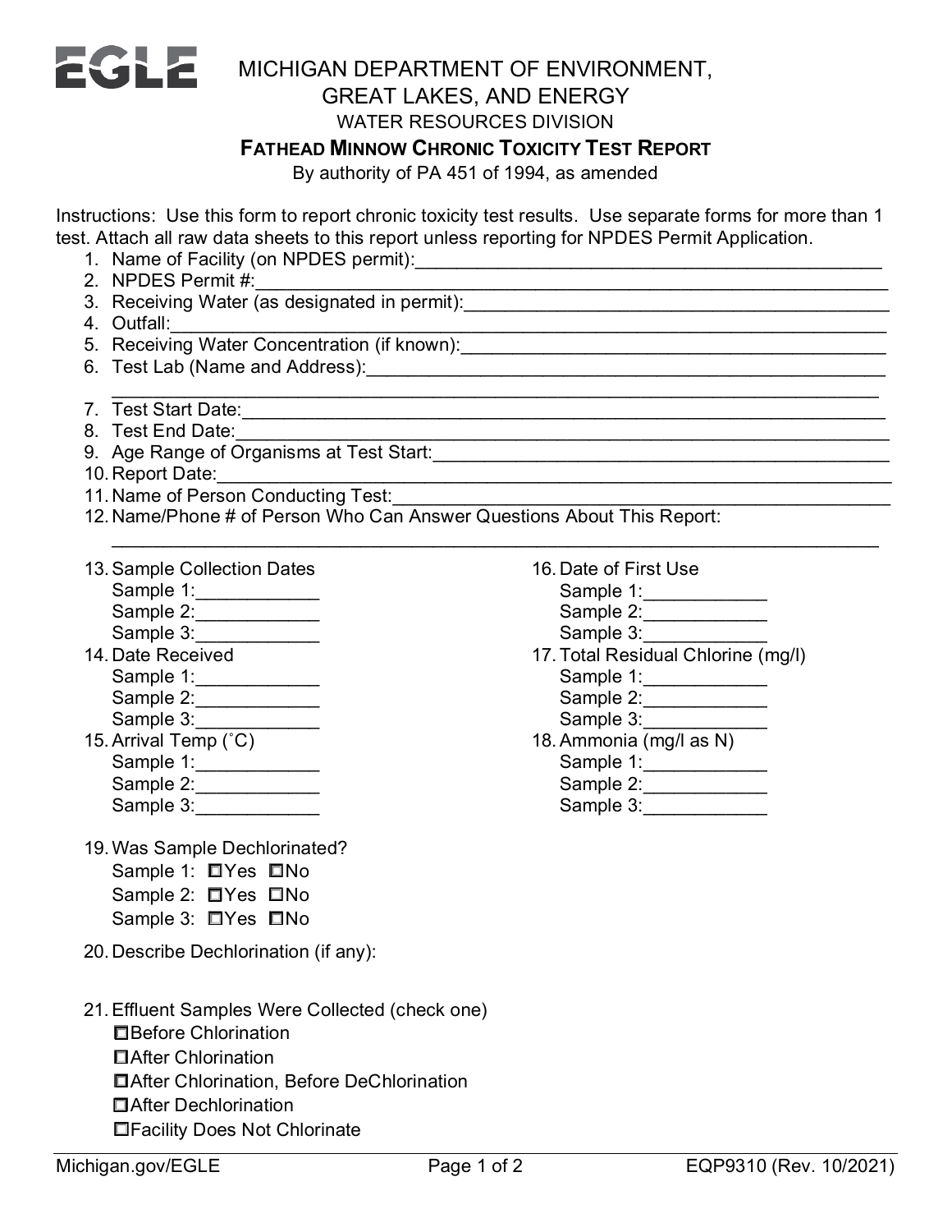# EGLE

## MICHIGAN DEPARTMENT OF ENVIRONMENT, GREAT LAKES, AND ENERGY

### WATER RESOURCES DIVISION

### FATHEAD MINNOW CHRONIC TOXICITY TEST REPORT

By authority of PA 451 of 1994, as amended

Instructions: Use this form to report chronic toxicity test results. Use separate forms for more than 1 test. Attach all raw data sheets to this report unless reporting for NPDES Permit Application.

1. Name of Facility (on NPDES permit):_______________________________________________
2. NPDES Permit #:_______________________________________________
3. Receiving Water (as designated in permit):_______________________________________________
4. Outfall:_______________________________________________
5. Receiving Water Concentration (if known):_______________________________________________
6. Test Lab (Name and Address):_______________________________________________
   _______________________________________________
7. Test Start Date:_______________________________________________
8. Test End Date:_______________________________________________
9. Age Range of Organisms at Test Start:_______________________________________________
10. Report Date:_______________________________________________
11. Name of Person Conducting Test:_______________________________________________
12. Name/Phone # of Person Who Can Answer Questions About This Report:
    _______________________________________________

13. Sample Collection Dates
    Sample 1:____________
    Sample 2:____________
    Sample 3:____________
14. Date Received
    Sample 1:____________
    Sample 2:____________
    Sample 3:____________
15. Arrival Temp (˚C)
    Sample 1:____________
    Sample 2:____________
    Sample 3:____________
16. Date of First Use
    Sample 1:____________
    Sample 2:____________
    Sample 3:____________
17. Total Residual Chlorine (mg/l)
    Sample 1:____________
    Sample 2:____________
    Sample 3:____________
18. Ammonia (mg/l as N)
    Sample 1:____________
    Sample 2:____________
    Sample 3:____________

19. Was Sample Dechlorinated?
    Sample 1: ☐Yes ☐No
    Sample 2: ☐Yes ☐No
    Sample 3: ☐Yes ☐No

20. Describe Dechlorination (if any):

21. Effluent Samples Were Collected (check one)
    ☐Before Chlorination
    ☐After Chlorination
    ☐After Chlorination, Before DeChlorination
    ☐After Dechlorination
    ☐Facility Does Not Chlorinate

Michigan.gov/EGLE — EQP9310 (Rev. 10/2021)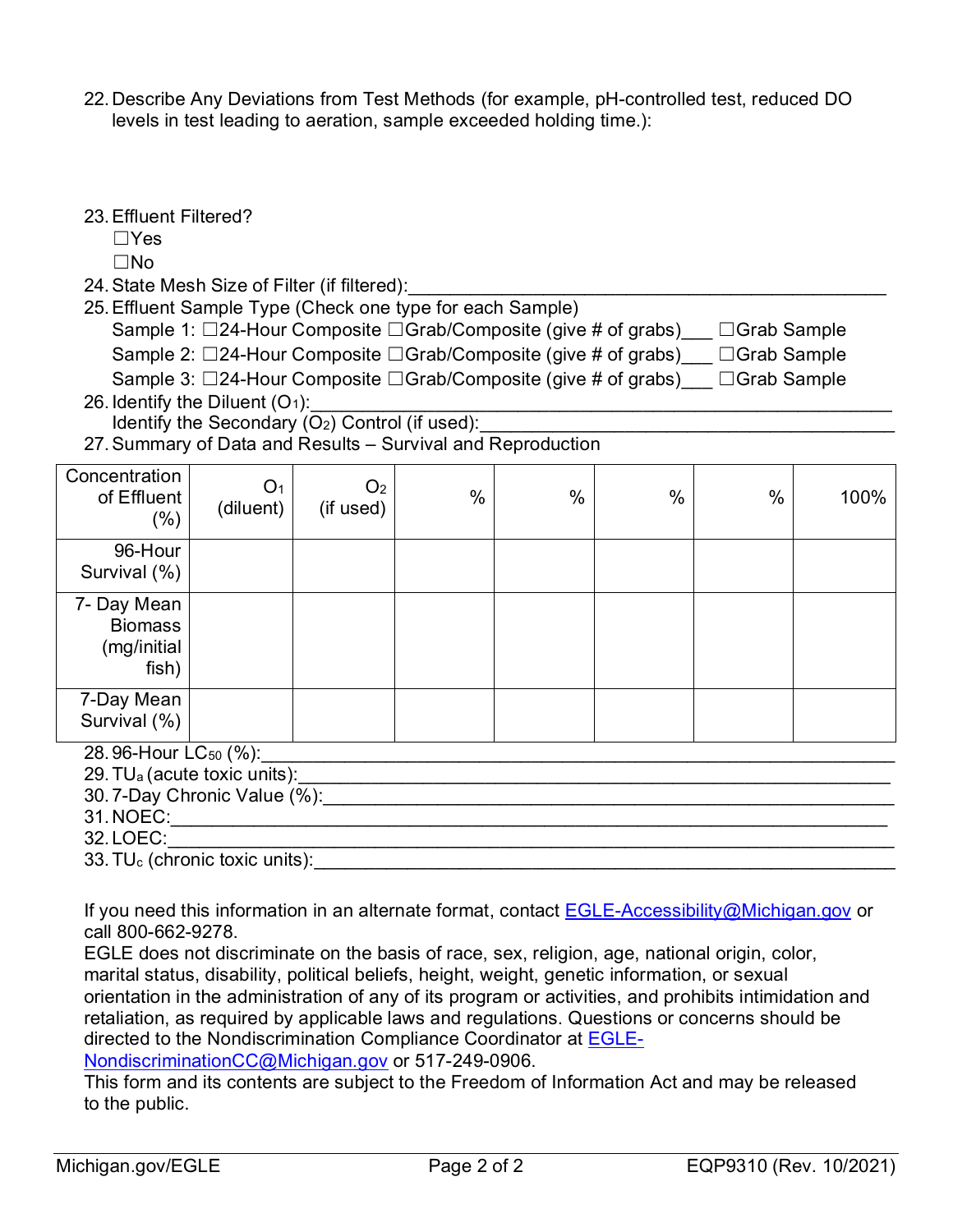22. Describe Any Deviations from Test Methods (for example, pH-controlled test, reduced DO levels in test leading to aeration, sample exceeded holding time.):

23. Effluent Filtered?
    ☐Yes
    ☐No
24. State Mesh Size of Filter (if filtered):\_\_\_\_\_\_\_\_\_\_\_\_\_\_\_\_\_\_\_\_\_\_\_\_\_\_\_\_\_\_\_\_\_\_\_\_\_\_\_\_\_\_\_\_\_
25. Effluent Sample Type (Check one type for each Sample)
    Sample 1: ☐24-Hour Composite ☐Grab/Composite (give # of grabs)\_\_\_ ☐Grab Sample
    Sample 2: ☐24-Hour Composite ☐Grab/Composite (give # of grabs)\_\_\_ ☐Grab Sample
    Sample 3: ☐24-Hour Composite ☐Grab/Composite (give # of grabs)\_\_\_ ☐Grab Sample
26. Identify the Diluent ($O_1$):\_\_\_\_\_\_\_\_\_\_\_\_\_\_\_\_\_\_\_\_\_\_\_\_\_\_\_\_\_\_\_\_\_\_\_\_\_\_\_\_\_\_\_\_\_\_\_\_\_\_\_\_
    Identify the Secondary ($O_2$) Control (if used):\_\_\_\_\_\_\_\_\_\_\_\_\_\_\_\_\_\_\_\_\_\_\_\_\_\_\_\_\_\_\_\_\_\_\_\_\_\_
27. Summary of Data and Results – Survival and Reproduction

| Concentration of Effluent (%) | $O_1$ (diluent) | $O_2$ (if used) | % | % | % | % | 100% |
|---|---|---|---|---|---|---|---|
| 96-Hour Survival (%) | | | | | | | |
| 7- Day Mean Biomass (mg/initial fish) | | | | | | | |
| 7-Day Mean Survival (%) | | | | | | | |

28. 96-Hour $LC_{50}$ (%):\_\_\_\_\_\_\_\_\_\_\_\_\_\_\_\_\_\_\_\_\_\_\_\_\_\_\_\_\_\_\_\_\_\_\_\_\_\_\_\_\_\_\_\_\_\_\_\_\_\_\_\_\_\_\_\_
29. $TU_a$ (acute toxic units):\_\_\_\_\_\_\_\_\_\_\_\_\_\_\_\_\_\_\_\_\_\_\_\_\_\_\_\_\_\_\_\_\_\_\_\_\_\_\_\_\_\_\_\_\_\_\_\_\_\_\_\_
30. 7-Day Chronic Value (%):\_\_\_\_\_\_\_\_\_\_\_\_\_\_\_\_\_\_\_\_\_\_\_\_\_\_\_\_\_\_\_\_\_\_\_\_\_\_\_\_\_\_\_\_\_\_\_\_\_\_\_\_\_
31. NOEC:\_\_\_\_\_\_\_\_\_\_\_\_\_\_\_\_\_\_\_\_\_\_\_\_\_\_\_\_\_\_\_\_\_\_\_\_\_\_\_\_\_\_\_\_\_\_\_\_\_\_\_\_\_\_\_\_\_\_\_\_\_\_\_\_\_\_
32. LOEC:\_\_\_\_\_\_\_\_\_\_\_\_\_\_\_\_\_\_\_\_\_\_\_\_\_\_\_\_\_\_\_\_\_\_\_\_\_\_\_\_\_\_\_\_\_\_\_\_\_\_\_\_\_\_\_\_\_\_\_\_\_\_\_\_\_\_\_
33. $TU_c$ (chronic toxic units):\_\_\_\_\_\_\_\_\_\_\_\_\_\_\_\_\_\_\_\_\_\_\_\_\_\_\_\_\_\_\_\_\_\_\_\_\_\_\_\_\_\_\_\_\_\_\_\_\_\_\_

If you need this information in an alternate format, contact [EGLE-Accessibility@Michigan.gov](mailto:EGLE-Accessibility@Michigan.gov) or call 800-662-9278.

EGLE does not discriminate on the basis of race, sex, religion, age, national origin, color, marital status, disability, political beliefs, height, weight, genetic information, or sexual orientation in the administration of any of its program or activities, and prohibits intimidation and retaliation, as required by applicable laws and regulations. Questions or concerns should be directed to the Nondiscrimination Compliance Coordinator at [EGLE-NondiscriminationCC@Michigan.gov](mailto:EGLE-NondiscriminationCC@Michigan.gov) or 517-249-0906.

This form and its contents are subject to the Freedom of Information Act and may be released to the public.

Michigan.gov/EGLE EQP9310 (Rev. 10/2021)